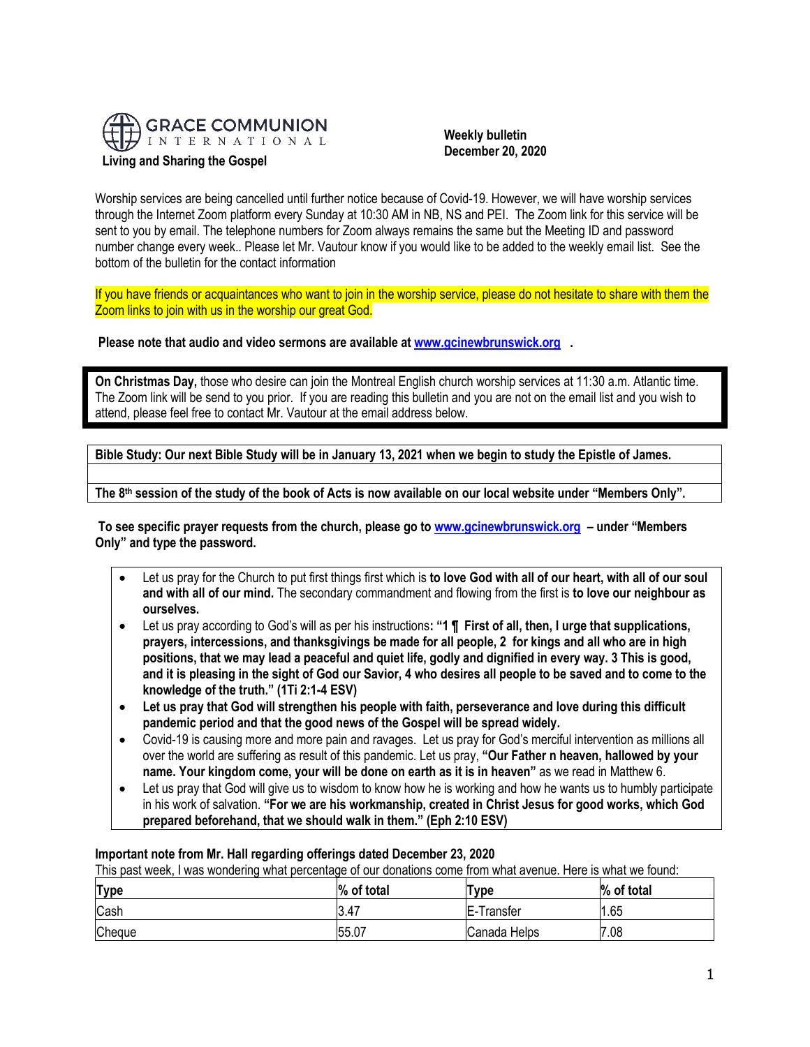GRACE COMMUNION INTERNATIONAL

**Living and Sharing the Gospel**

**Weekly bulletin**
**December 20, 2020**

Worship services are being cancelled until further notice because of Covid-19. However, we will have worship services through the Internet Zoom platform every Sunday at 10:30 AM in NB, NS and PEI. The Zoom link for this service will be sent to you by email. The telephone numbers for Zoom always remains the same but the Meeting ID and password number change every week.. Please let Mr. Vautour know if you would like to be added to the weekly email list. See the bottom of the bulletin for the contact information

If you have friends or acquaintances who want to join in the worship service, please do not hesitate to share with them the Zoom links to join with us in the worship our great God.

**Please note that audio and video sermons are available at [www.gcinewbrunswick.org](http://www.gcinewbrunswick.org) .**

**On Christmas Day,** those who desire can join the Montreal English church worship services at 11:30 a.m. Atlantic time. The Zoom link will be send to you prior. If you are reading this bulletin and you are not on the email list and you wish to attend, please feel free to contact Mr. Vautour at the email address below.

**Bible Study: Our next Bible Study will be in January 13, 2021 when we begin to study the Epistle of James.**

**The 8th session of the study of the book of Acts is now available on our local website under "Members Only".**

**To see specific prayer requests from the church, please go to [www.gcinewbrunswick.org](http://www.gcinewbrunswick.org) – under "Members Only" and type the password.**

- Let us pray for the Church to put first things first which is **to love God with all of our heart, with all of our soul and with all of our mind.** The secondary commandment and flowing from the first is **to love our neighbour as ourselves.**
- Let us pray according to God's will as per his instructions**: "1 ¶ First of all, then, I urge that supplications, prayers, intercessions, and thanksgivings be made for all people, 2 for kings and all who are in high positions, that we may lead a peaceful and quiet life, godly and dignified in every way. 3 This is good, and it is pleasing in the sight of God our Savior, 4 who desires all people to be saved and to come to the knowledge of the truth." (1Ti 2:1-4 ESV)**
- **Let us pray that God will strengthen his people with faith, perseverance and love during this difficult pandemic period and that the good news of the Gospel will be spread widely.**
- Covid-19 is causing more and more pain and ravages. Let us pray for God's merciful intervention as millions all over the world are suffering as result of this pandemic. Let us pray, **"Our Father n heaven, hallowed by your name. Your kingdom come, your will be done on earth as it is in heaven"** as we read in Matthew 6.
- Let us pray that God will give us to wisdom to know how he is working and how he wants us to humbly participate in his work of salvation. **"For we are his workmanship, created in Christ Jesus for good works, which God prepared beforehand, that we should walk in them." (Eph 2:10 ESV)**

**Important note from Mr. Hall regarding offerings dated December 23, 2020**

This past week, I was wondering what percentage of our donations come from what avenue. Here is what we found:

| **Type** | **% of total** | **Type** | **% of total** |
|---|---|---|---|
| Cash | 3.47 | E-Transfer | 1.65 |
| Cheque | 55.07 | Canada Helps | 7.08 |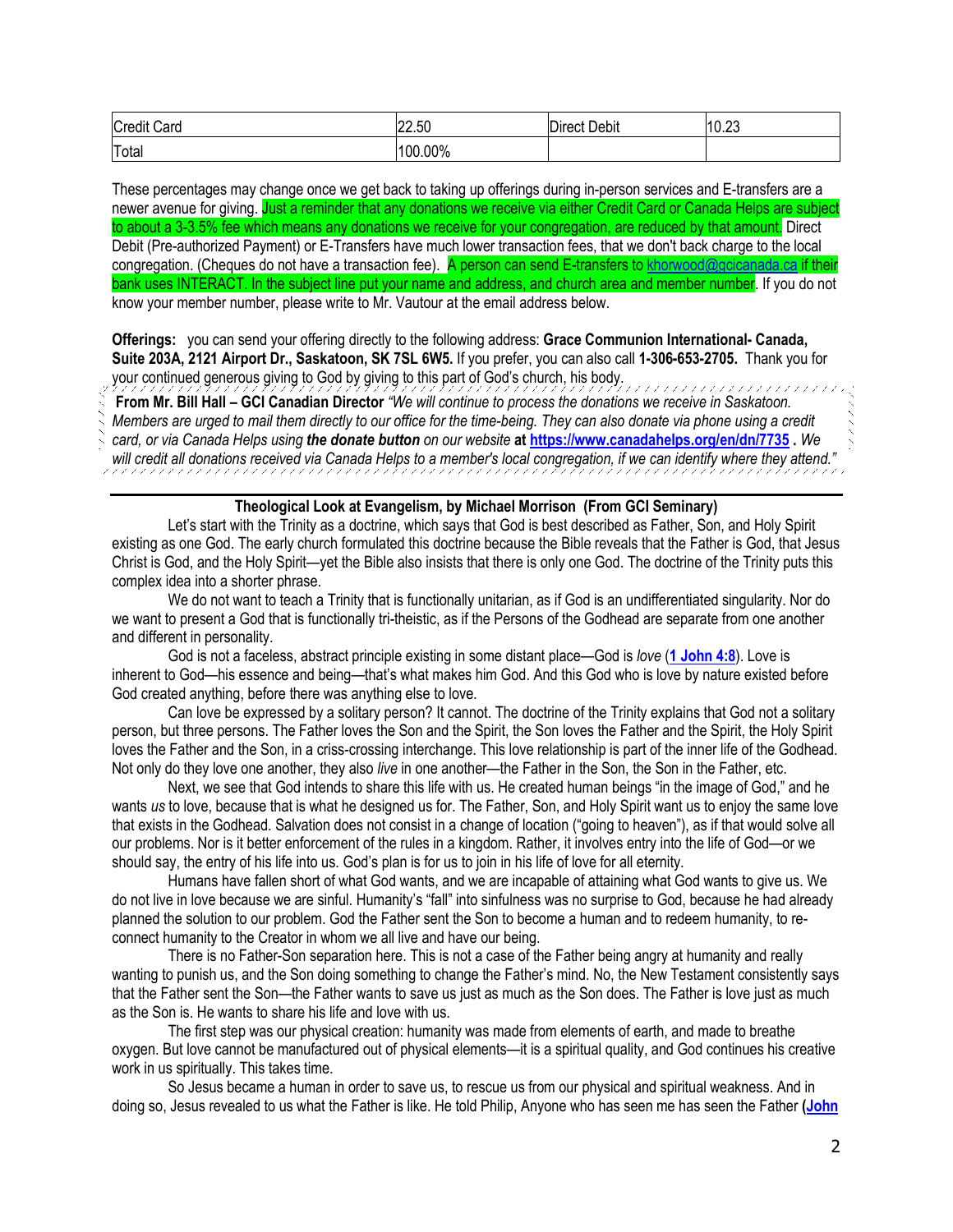| Credit Card | 22.50 | Direct Debit | 10.23 |
|---|---|---|---|
| Total | 100.00% | | |

These percentages may change once we get back to taking up offerings during in-person services and E-transfers are a newer avenue for giving. Just a reminder that any donations we receive via either Credit Card or Canada Helps are subject to about a 3-3.5% fee which means any donations we receive for your congregation, are reduced by that amount. Direct Debit (Pre-authorized Payment) or E-Transfers have much lower transaction fees, that we don't back charge to the local congregation. (Cheques do not have a transaction fee). A person can send E-transfers to khorwood@gcicanada.ca if their bank uses INTERACT. In the subject line put your name and address, and church area and member number. If you do not know your member number, please write to Mr. Vautour at the email address below.

**Offerings:** you can send your offering directly to the following address: **Grace Communion International- Canada, Suite 203A, 2121 Airport Dr., Saskatoon, SK 7SL 6W5.** If you prefer, you can also call **1-306-653-2705.** Thank you for your continued generous giving to God by giving to this part of God's church, his body.

**From Mr. Bill Hall – GCI Canadian Director** *"We will continue to process the donations we receive in Saskatoon. Members are urged to mail them directly to our office for the time-being. They can also donate via phone using a credit card, or via Canada Helps using **the donate button** on our website* **at https://www.canadahelps.org/en/dn/7735 .** *We will credit all donations received via Canada Helps to a member's local congregation, if we can identify where they attend."*

## Theological Look at Evangelism, by Michael Morrison (From GCI Seminary)

Let's start with the Trinity as a doctrine, which says that God is best described as Father, Son, and Holy Spirit existing as one God. The early church formulated this doctrine because the Bible reveals that the Father is God, that Jesus Christ is God, and the Holy Spirit—yet the Bible also insists that there is only one God. The doctrine of the Trinity puts this complex idea into a shorter phrase.

We do not want to teach a Trinity that is functionally unitarian, as if God is an undifferentiated singularity. Nor do we want to present a God that is functionally tri-theistic, as if the Persons of the Godhead are separate from one another and different in personality.

God is not a faceless, abstract principle existing in some distant place—God is *love* (**1 John 4:8**). Love is inherent to God—his essence and being—that's what makes him God. And this God who is love by nature existed before God created anything, before there was anything else to love.

Can love be expressed by a solitary person? It cannot. The doctrine of the Trinity explains that God not a solitary person, but three persons. The Father loves the Son and the Spirit, the Son loves the Father and the Spirit, the Holy Spirit loves the Father and the Son, in a criss-crossing interchange. This love relationship is part of the inner life of the Godhead. Not only do they love one another, they also *live* in one another—the Father in the Son, the Son in the Father, etc.

Next, we see that God intends to share this life with us. He created human beings "in the image of God," and he wants *us* to love, because that is what he designed us for. The Father, Son, and Holy Spirit want us to enjoy the same love that exists in the Godhead. Salvation does not consist in a change of location ("going to heaven"), as if that would solve all our problems. Nor is it better enforcement of the rules in a kingdom. Rather, it involves entry into the life of God—or we should say, the entry of his life into us. God's plan is for us to join in his life of love for all eternity.

Humans have fallen short of what God wants, and we are incapable of attaining what God wants to give us. We do not live in love because we are sinful. Humanity's "fall" into sinfulness was no surprise to God, because he had already planned the solution to our problem. God the Father sent the Son to become a human and to redeem humanity, to re-connect humanity to the Creator in whom we all live and have our being.

There is no Father-Son separation here. This is not a case of the Father being angry at humanity and really wanting to punish us, and the Son doing something to change the Father's mind. No, the New Testament consistently says that the Father sent the Son—the Father wants to save us just as much as the Son does. The Father is love just as much as the Son is. He wants to share his life and love with us.

The first step was our physical creation: humanity was made from elements of earth, and made to breathe oxygen. But love cannot be manufactured out of physical elements—it is a spiritual quality, and God continues his creative work in us spiritually. This takes time.

So Jesus became a human in order to save us, to rescue us from our physical and spiritual weakness. And in doing so, Jesus revealed to us what the Father is like. He told Philip, Anyone who has seen me has seen the Father **(John**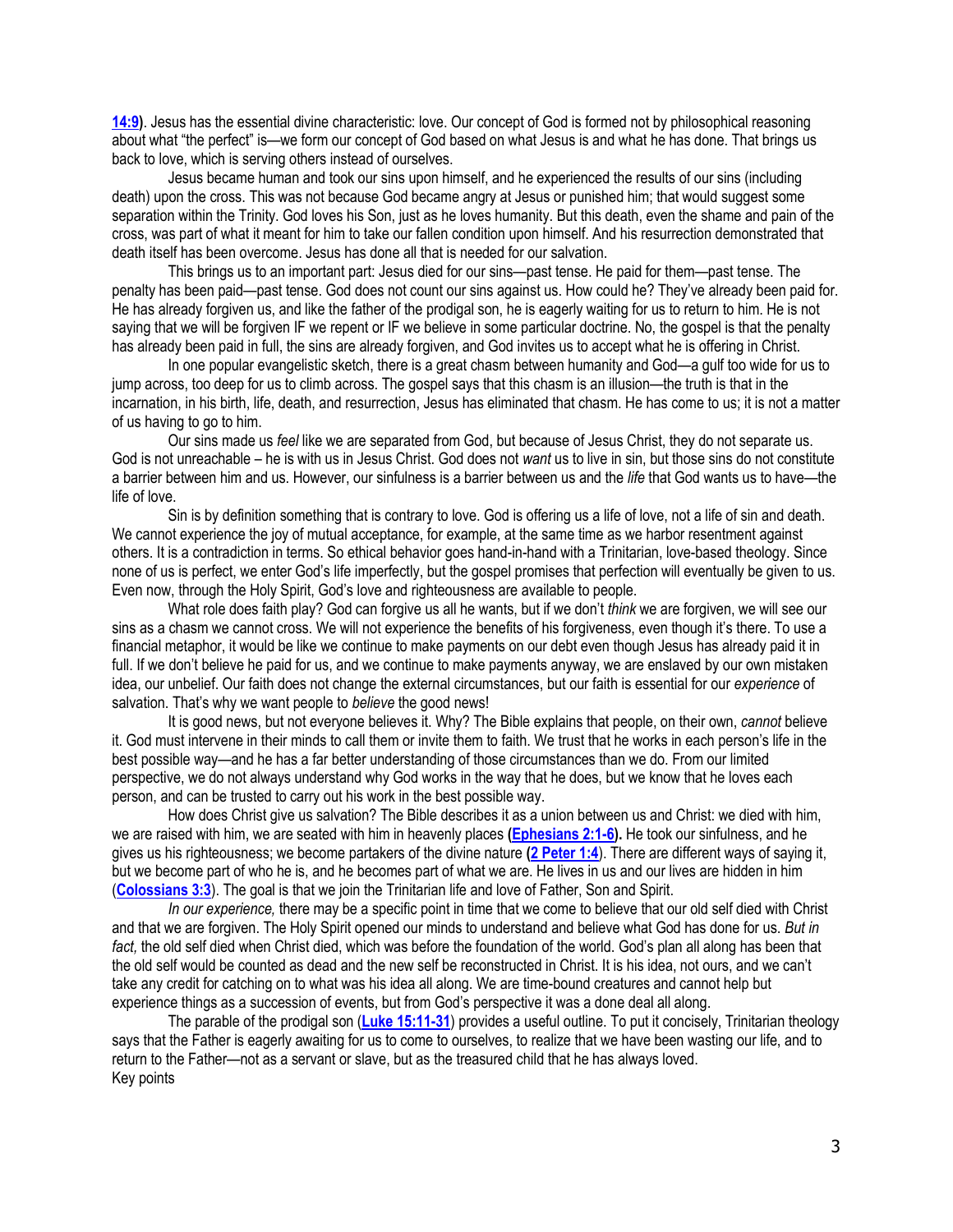**14:9)**. Jesus has the essential divine characteristic: love. Our concept of God is formed not by philosophical reasoning about what "the perfect" is—we form our concept of God based on what Jesus is and what he has done. That brings us back to love, which is serving others instead of ourselves.

Jesus became human and took our sins upon himself, and he experienced the results of our sins (including death) upon the cross. This was not because God became angry at Jesus or punished him; that would suggest some separation within the Trinity. God loves his Son, just as he loves humanity. But this death, even the shame and pain of the cross, was part of what it meant for him to take our fallen condition upon himself. And his resurrection demonstrated that death itself has been overcome. Jesus has done all that is needed for our salvation.

This brings us to an important part: Jesus died for our sins—past tense. He paid for them—past tense. The penalty has been paid—past tense. God does not count our sins against us. How could he? They've already been paid for. He has already forgiven us, and like the father of the prodigal son, he is eagerly waiting for us to return to him. He is not saying that we will be forgiven IF we repent or IF we believe in some particular doctrine. No, the gospel is that the penalty has already been paid in full, the sins are already forgiven, and God invites us to accept what he is offering in Christ.

In one popular evangelistic sketch, there is a great chasm between humanity and God—a gulf too wide for us to jump across, too deep for us to climb across. The gospel says that this chasm is an illusion—the truth is that in the incarnation, in his birth, life, death, and resurrection, Jesus has eliminated that chasm. He has come to us; it is not a matter of us having to go to him.

Our sins made us *feel* like we are separated from God, but because of Jesus Christ, they do not separate us. God is not unreachable – he is with us in Jesus Christ. God does not *want* us to live in sin, but those sins do not constitute a barrier between him and us. However, our sinfulness is a barrier between us and the *life* that God wants us to have—the life of love.

Sin is by definition something that is contrary to love. God is offering us a life of love, not a life of sin and death. We cannot experience the joy of mutual acceptance, for example, at the same time as we harbor resentment against others. It is a contradiction in terms. So ethical behavior goes hand-in-hand with a Trinitarian, love-based theology. Since none of us is perfect, we enter God's life imperfectly, but the gospel promises that perfection will eventually be given to us. Even now, through the Holy Spirit, God's love and righteousness are available to people.

What role does faith play? God can forgive us all he wants, but if we don't *think* we are forgiven, we will see our sins as a chasm we cannot cross. We will not experience the benefits of his forgiveness, even though it's there. To use a financial metaphor, it would be like we continue to make payments on our debt even though Jesus has already paid it in full. If we don't believe he paid for us, and we continue to make payments anyway, we are enslaved by our own mistaken idea, our unbelief. Our faith does not change the external circumstances, but our faith is essential for our *experience* of salvation. That's why we want people to *believe* the good news!

It is good news, but not everyone believes it. Why? The Bible explains that people, on their own, *cannot* believe it. God must intervene in their minds to call them or invite them to faith. We trust that he works in each person's life in the best possible way—and he has a far better understanding of those circumstances than we do. From our limited perspective, we do not always understand why God works in the way that he does, but we know that he loves each person, and can be trusted to carry out his work in the best possible way.

How does Christ give us salvation? The Bible describes it as a union between us and Christ: we died with him, we are raised with him, we are seated with him in heavenly places **(Ephesians 2:1-6).** He took our sinfulness, and he gives us his righteousness; we become partakers of the divine nature **(2 Peter 1:4)**. There are different ways of saying it, but we become part of who he is, and he becomes part of what we are. He lives in us and our lives are hidden in him (**Colossians 3:3**). The goal is that we join the Trinitarian life and love of Father, Son and Spirit.

*In our experience,* there may be a specific point in time that we come to believe that our old self died with Christ and that we are forgiven. The Holy Spirit opened our minds to understand and believe what God has done for us. *But in fact,* the old self died when Christ died, which was before the foundation of the world. God's plan all along has been that the old self would be counted as dead and the new self be reconstructed in Christ. It is his idea, not ours, and we can't take any credit for catching on to what was his idea all along. We are time-bound creatures and cannot help but experience things as a succession of events, but from God's perspective it was a done deal all along.

The parable of the prodigal son (**Luke 15:11-31**) provides a useful outline. To put it concisely, Trinitarian theology says that the Father is eagerly awaiting for us to come to ourselves, to realize that we have been wasting our life, and to return to the Father—not as a servant or slave, but as the treasured child that he has always loved.

Key points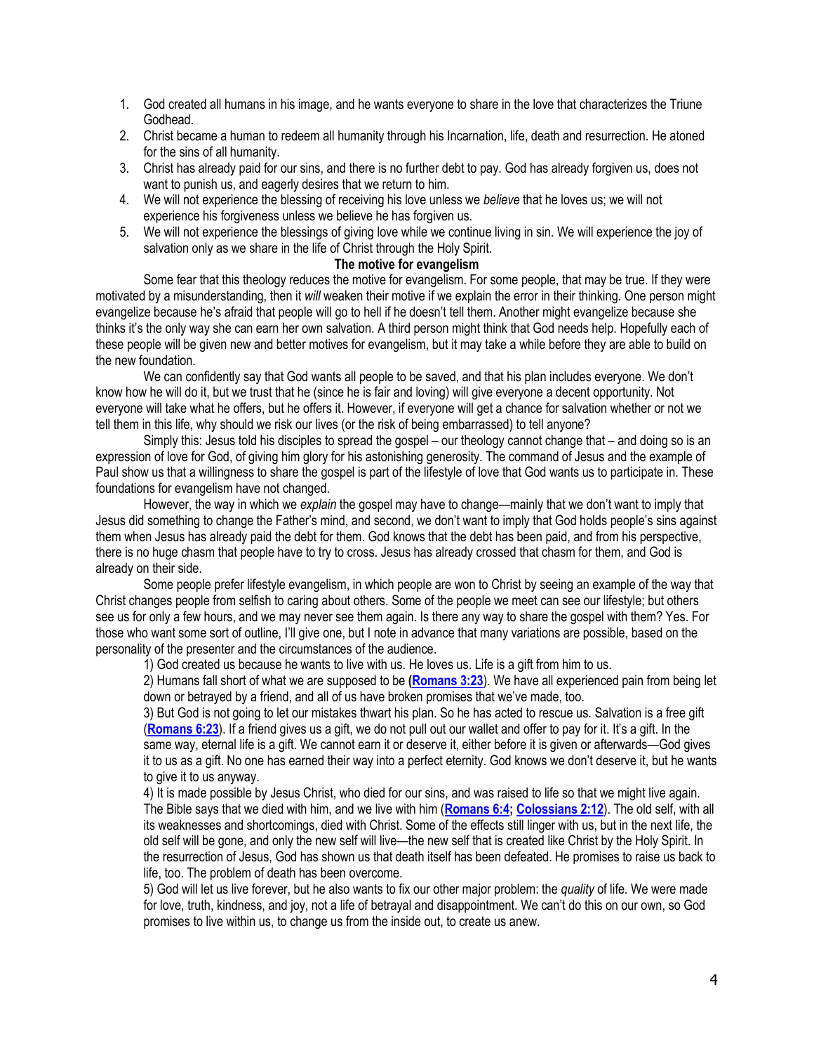1. God created all humans in his image, and he wants everyone to share in the love that characterizes the Triune Godhead.
2. Christ became a human to redeem all humanity through his Incarnation, life, death and resurrection. He atoned for the sins of all humanity.
3. Christ has already paid for our sins, and there is no further debt to pay. God has already forgiven us, does not want to punish us, and eagerly desires that we return to him.
4. We will not experience the blessing of receiving his love unless we *believe* that he loves us; we will not experience his forgiveness unless we believe he has forgiven us.
5. We will not experience the blessings of giving love while we continue living in sin. We will experience the joy of salvation only as we share in the life of Christ through the Holy Spirit.

**The motive for evangelism**

Some fear that this theology reduces the motive for evangelism. For some people, that may be true. If they were motivated by a misunderstanding, then it *will* weaken their motive if we explain the error in their thinking. One person might evangelize because he's afraid that people will go to hell if he doesn't tell them. Another might evangelize because she thinks it's the only way she can earn her own salvation. A third person might think that God needs help. Hopefully each of these people will be given new and better motives for evangelism, but it may take a while before they are able to build on the new foundation.

We can confidently say that God wants all people to be saved, and that his plan includes everyone. We don't know how he will do it, but we trust that he (since he is fair and loving) will give everyone a decent opportunity. Not everyone will take what he offers, but he offers it. However, if everyone will get a chance for salvation whether or not we tell them in this life, why should we risk our lives (or the risk of being embarrassed) to tell anyone?

Simply this: Jesus told his disciples to spread the gospel – our theology cannot change that – and doing so is an expression of love for God, of giving him glory for his astonishing generosity. The command of Jesus and the example of Paul show us that a willingness to share the gospel is part of the lifestyle of love that God wants us to participate in. These foundations for evangelism have not changed.

However, the way in which we *explain* the gospel may have to change—mainly that we don't want to imply that Jesus did something to change the Father's mind, and second, we don't want to imply that God holds people's sins against them when Jesus has already paid the debt for them. God knows that the debt has been paid, and from his perspective, there is no huge chasm that people have to try to cross. Jesus has already crossed that chasm for them, and God is already on their side.

Some people prefer lifestyle evangelism, in which people are won to Christ by seeing an example of the way that Christ changes people from selfish to caring about others. Some of the people we meet can see our lifestyle; but others see us for only a few hours, and we may never see them again. Is there any way to share the gospel with them? Yes. For those who want some sort of outline, I'll give one, but I note in advance that many variations are possible, based on the personality of the presenter and the circumstances of the audience.

1) God created us because he wants to live with us. He loves us. Life is a gift from him to us.

2) Humans fall short of what we are supposed to be **(Romans 3:23**). We have all experienced pain from being let down or betrayed by a friend, and all of us have broken promises that we've made, too.

3) But God is not going to let our mistakes thwart his plan. So he has acted to rescue us. Salvation is a free gift (**Romans 6:23**). If a friend gives us a gift, we do not pull out our wallet and offer to pay for it. It's a gift. In the same way, eternal life is a gift. We cannot earn it or deserve it, either before it is given or afterwards—God gives it to us as a gift. No one has earned their way into a perfect eternity. God knows we don't deserve it, but he wants to give it to us anyway.

4) It is made possible by Jesus Christ, who died for our sins, and was raised to life so that we might live again. The Bible says that we died with him, and we live with him (**Romans 6:4; Colossians 2:12**). The old self, with all its weaknesses and shortcomings, died with Christ. Some of the effects still linger with us, but in the next life, the old self will be gone, and only the new self will live—the new self that is created like Christ by the Holy Spirit. In the resurrection of Jesus, God has shown us that death itself has been defeated. He promises to raise us back to life, too. The problem of death has been overcome.

5) God will let us live forever, but he also wants to fix our other major problem: the *quality* of life. We were made for love, truth, kindness, and joy, not a life of betrayal and disappointment. We can't do this on our own, so God promises to live within us, to change us from the inside out, to create us anew.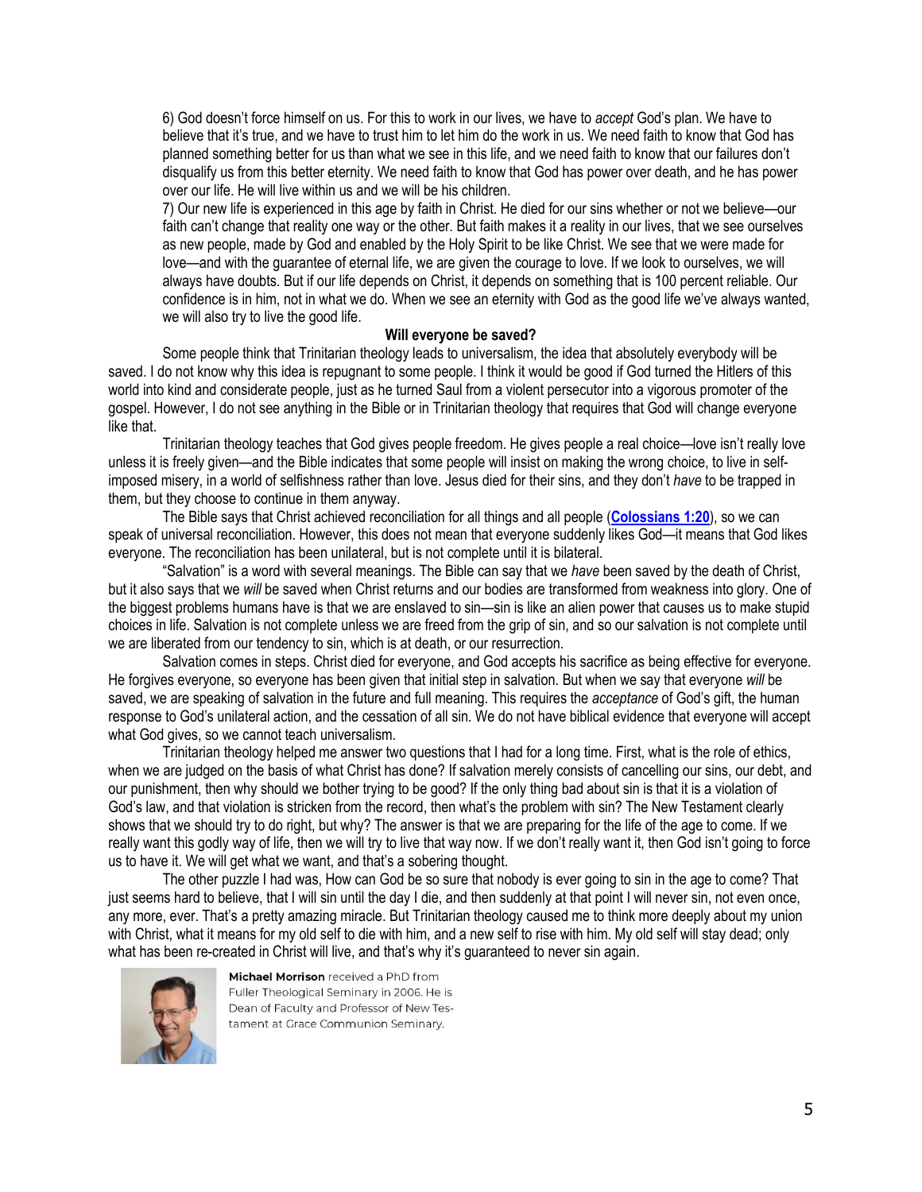6) God doesn't force himself on us. For this to work in our lives, we have to *accept* God's plan. We have to believe that it's true, and we have to trust him to let him do the work in us. We need faith to know that God has planned something better for us than what we see in this life, and we need faith to know that our failures don't disqualify us from this better eternity. We need faith to know that God has power over death, and he has power over our life. He will live within us and we will be his children.

7) Our new life is experienced in this age by faith in Christ. He died for our sins whether or not we believe—our faith can't change that reality one way or the other. But faith makes it a reality in our lives, that we see ourselves as new people, made by God and enabled by the Holy Spirit to be like Christ. We see that we were made for love—and with the guarantee of eternal life, we are given the courage to love. If we look to ourselves, we will always have doubts. But if our life depends on Christ, it depends on something that is 100 percent reliable. Our confidence is in him, not in what we do. When we see an eternity with God as the good life we've always wanted, we will also try to live the good life.

## Will everyone be saved?

Some people think that Trinitarian theology leads to universalism, the idea that absolutely everybody will be saved. I do not know why this idea is repugnant to some people. I think it would be good if God turned the Hitlers of this world into kind and considerate people, just as he turned Saul from a violent persecutor into a vigorous promoter of the gospel. However, I do not see anything in the Bible or in Trinitarian theology that requires that God will change everyone like that.

Trinitarian theology teaches that God gives people freedom. He gives people a real choice—love isn't really love unless it is freely given—and the Bible indicates that some people will insist on making the wrong choice, to live in self-imposed misery, in a world of selfishness rather than love. Jesus died for their sins, and they don't *have* to be trapped in them, but they choose to continue in them anyway.

The Bible says that Christ achieved reconciliation for all things and all people (**Colossians 1:20**), so we can speak of universal reconciliation. However, this does not mean that everyone suddenly likes God—it means that God likes everyone. The reconciliation has been unilateral, but is not complete until it is bilateral.

"Salvation" is a word with several meanings. The Bible can say that we *have* been saved by the death of Christ, but it also says that we *will* be saved when Christ returns and our bodies are transformed from weakness into glory. One of the biggest problems humans have is that we are enslaved to sin—sin is like an alien power that causes us to make stupid choices in life. Salvation is not complete unless we are freed from the grip of sin, and so our salvation is not complete until we are liberated from our tendency to sin, which is at death, or our resurrection.

Salvation comes in steps. Christ died for everyone, and God accepts his sacrifice as being effective for everyone. He forgives everyone, so everyone has been given that initial step in salvation. But when we say that everyone *will* be saved, we are speaking of salvation in the future and full meaning. This requires the *acceptance* of God's gift, the human response to God's unilateral action, and the cessation of all sin. We do not have biblical evidence that everyone will accept what God gives, so we cannot teach universalism.

Trinitarian theology helped me answer two questions that I had for a long time. First, what is the role of ethics, when we are judged on the basis of what Christ has done? If salvation merely consists of cancelling our sins, our debt, and our punishment, then why should we bother trying to be good? If the only thing bad about sin is that it is a violation of God's law, and that violation is stricken from the record, then what's the problem with sin? The New Testament clearly shows that we should try to do right, but why? The answer is that we are preparing for the life of the age to come. If we really want this godly way of life, then we will try to live that way now. If we don't really want it, then God isn't going to force us to have it. We will get what we want, and that's a sobering thought.

The other puzzle I had was, How can God be so sure that nobody is ever going to sin in the age to come? That just seems hard to believe, that I will sin until the day I die, and then suddenly at that point I will never sin, not even once, any more, ever. That's a pretty amazing miracle. But Trinitarian theology caused me to think more deeply about my union with Christ, what it means for my old self to die with him, and a new self to rise with him. My old self will stay dead; only what has been re-created in Christ will live, and that's why it's guaranteed to never sin again.

**Michael Morrison** received a PhD from Fuller Theological Seminary in 2006. He is Dean of Faculty and Professor of New Testament at Grace Communion Seminary.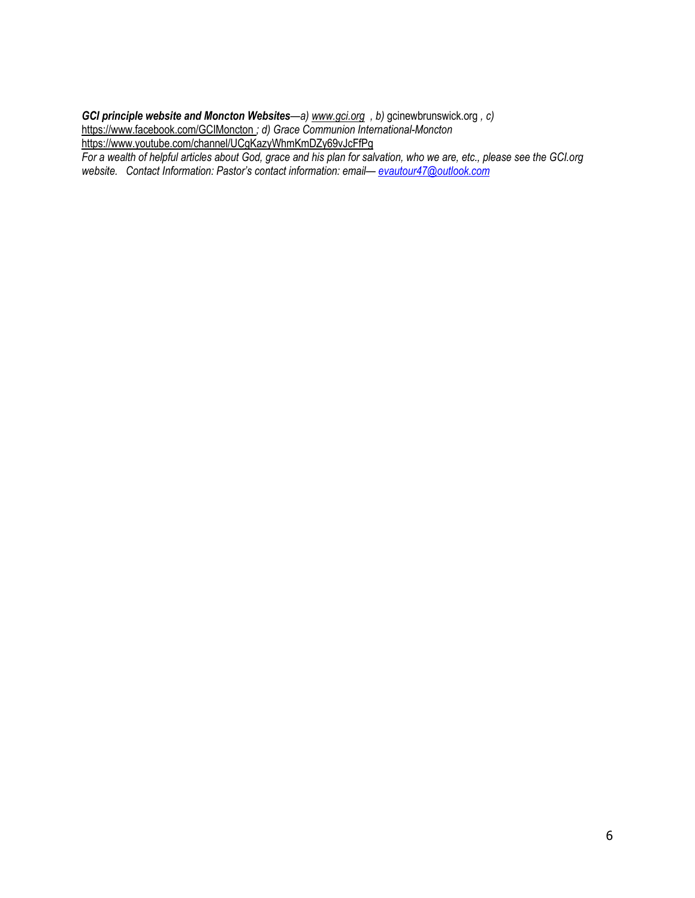***GCI principle website and Moncton Websites****—a)* *www.gci.org* *, b)* gcinewbrunswick.org *, c)* https://www.facebook.com/GCIMoncton *; d) Grace Communion International-Moncton* https://www.youtube.com/channel/UCgKazyWhmKmDZy69vJcFfPg

*For a wealth of helpful articles about God, grace and his plan for salvation, who we are, etc., please see the GCI.org website. Contact Information: Pastor's contact information: email— evautour47@outlook.com*